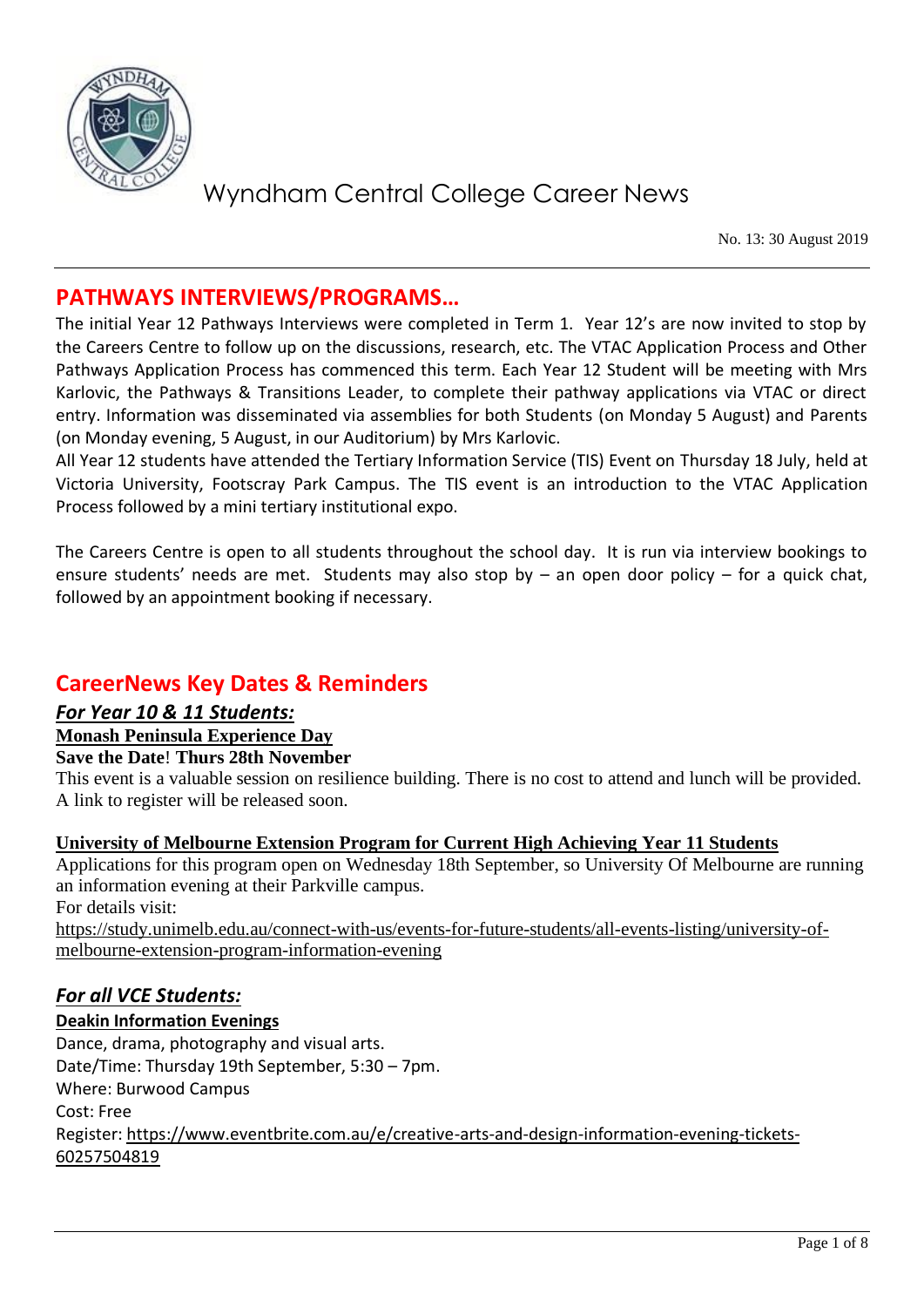# Wyndham Central College Career News

No. 13: 30 August 2019

## PATHWAYS INTERVIEWS/PROGRAMS…

The initial Year 12 Pathways Interviews were completed in Term 1. Year 12's are now invited to stop by the Careers Centre to follow up on the discussions, research, etc. The VTAC Application Process and Other Pathways Application Process has commenced this term. Each Year 12 Student will be meeting with Mrs Karlovic, the Pathways & Transitions Leader, to complete their pathway applications via VTAC or direct entry. Information was disseminated via assemblies for both Students (on Monday 5 August) and Parents (on Monday evening, 5 August, in our Auditorium) by Mrs Karlovic.

All Year 12 students have attended the Tertiary Information Service (TIS) Event on Thursday 18 July, held at Victoria University, Footscray Park Campus. The TIS event is an introduction to the VTAC Application Process followed by a mini tertiary institutional expo.

The Careers Centre is open to all students throughout the school day. It is run via interview bookings to ensure students' needs are met. Students may also stop by – an open door policy – for a quick chat, followed by an appointment booking if necessary.

## CareerNews Key Dates & Reminders

### *For Year 10 & 11 Students:*

**Monash Peninsula Experience Day**

**Save the Date! Thurs 28th November**

This event is a valuable session on resilience building. There is no cost to attend and lunch will be provided. A link to register will be released soon.

**University of Melbourne Extension Program for Current High Achieving Year 11 Students**

Applications for this program open on Wednesday 18th September, so University Of Melbourne are running an information evening at their Parkville campus.

For details visit:

https://study.unimelb.edu.au/connect-with-us/events-for-future-students/all-events-listing/university-of-melbourne-extension-program-information-evening

### *For all VCE Students:*

**Deakin Information Evenings**

Dance, drama, photography and visual arts.

Date/Time: Thursday 19th September, 5:30 – 7pm.

Where: Burwood Campus

Cost: Free

Register: https://www.eventbrite.com.au/e/creative-arts-and-design-information-evening-tickets-60257504819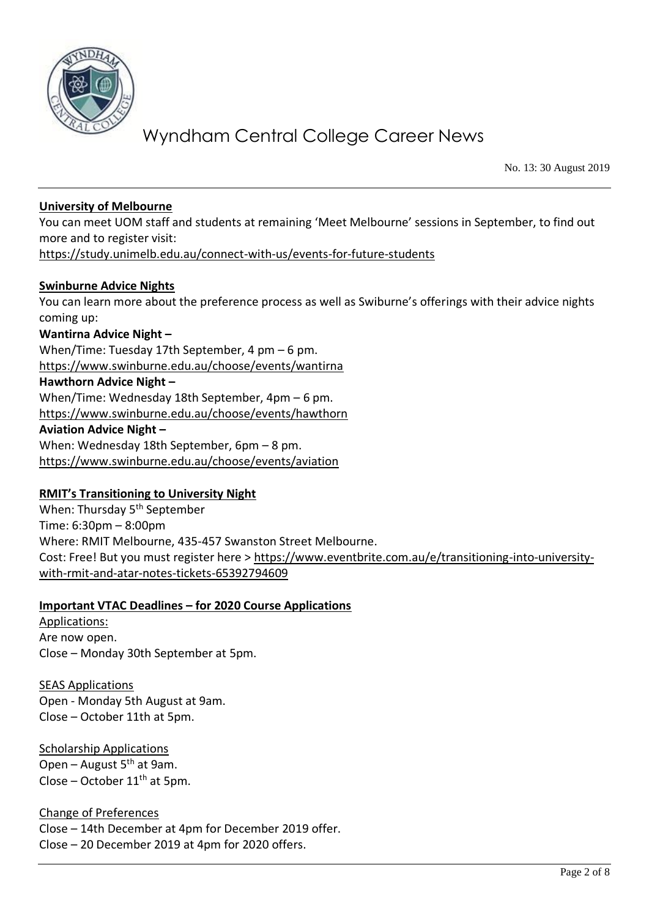**University of Melbourne**

You can meet UOM staff and students at remaining 'Meet Melbourne' sessions in September, to find out more and to register visit:
https://study.unimelb.edu.au/connect-with-us/events-for-future-students

**Swinburne Advice Nights**

You can learn more about the preference process as well as Swiburne's offerings with their advice nights coming up:

**Wantirna Advice Night –**
When/Time: Tuesday 17th September, 4 pm – 6 pm.
https://www.swinburne.edu.au/choose/events/wantirna

**Hawthorn Advice Night –**
When/Time: Wednesday 18th September, 4pm – 6 pm.
https://www.swinburne.edu.au/choose/events/hawthorn

**Aviation Advice Night –**
When: Wednesday 18th September, 6pm – 8 pm.
https://www.swinburne.edu.au/choose/events/aviation

**RMIT's Transitioning to University Night**

When: Thursday 5th September
Time: 6:30pm – 8:00pm
Where: RMIT Melbourne, 435-457 Swanston Street Melbourne.
Cost: Free! But you must register here > https://www.eventbrite.com.au/e/transitioning-into-university-with-rmit-and-atar-notes-tickets-65392794609

**Important VTAC Deadlines – for 2020 Course Applications**

Applications:
Are now open.
Close – Monday 30th September at 5pm.

SEAS Applications
Open - Monday 5th August at 9am.
Close – October 11th at 5pm.

Scholarship Applications
Open – August 5th at 9am.
Close – October 11th at 5pm.

Change of Preferences
Close – 14th December at 4pm for December 2019 offer.
Close – 20 December 2019 at 4pm for 2020 offers.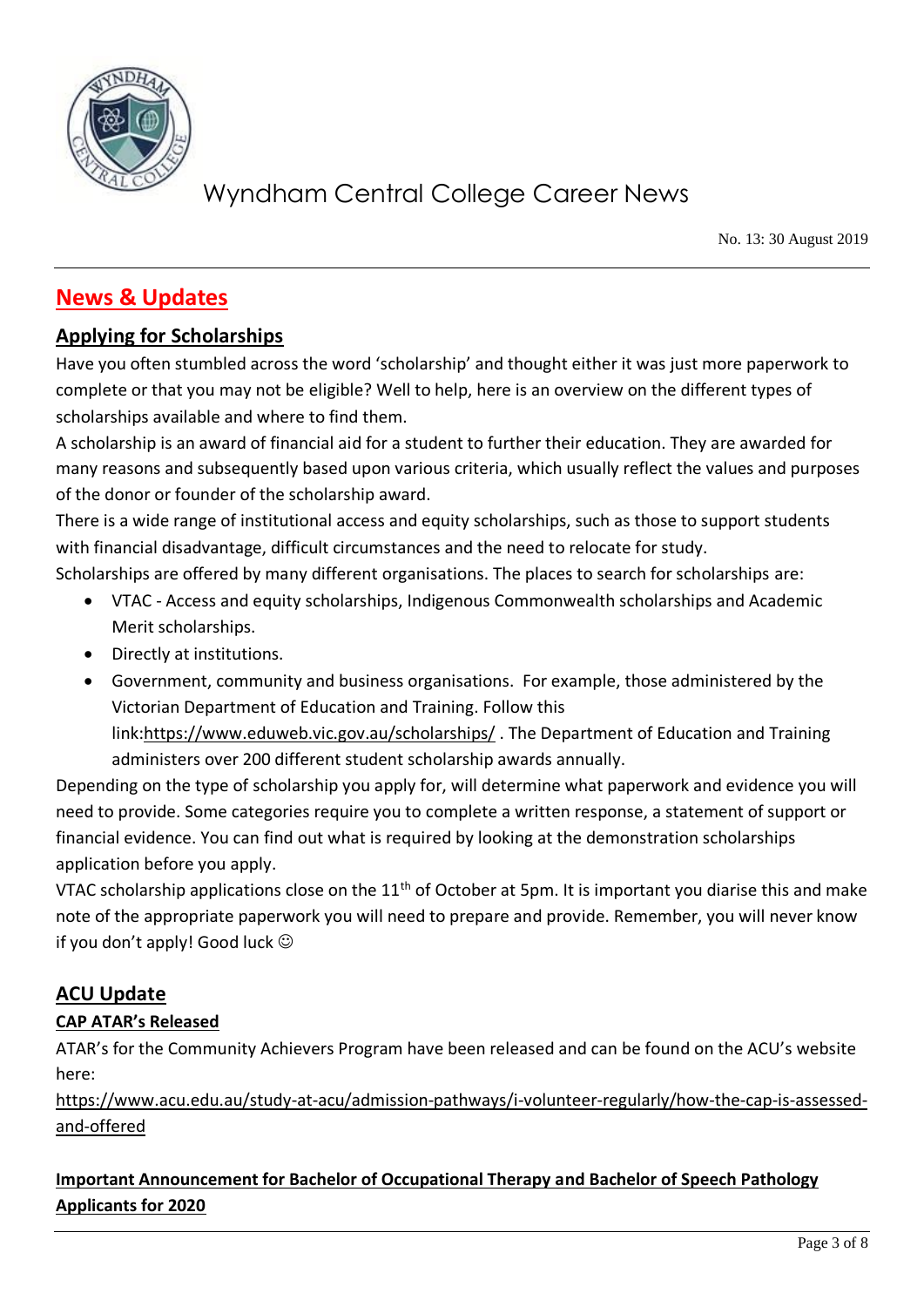## News & Updates

### Applying for Scholarships

Have you often stumbled across the word 'scholarship' and thought either it was just more paperwork to complete or that you may not be eligible? Well to help, here is an overview on the different types of scholarships available and where to find them.

A scholarship is an award of financial aid for a student to further their education. They are awarded for many reasons and subsequently based upon various criteria, which usually reflect the values and purposes of the donor or founder of the scholarship award.

There is a wide range of institutional access and equity scholarships, such as those to support students with financial disadvantage, difficult circumstances and the need to relocate for study.

Scholarships are offered by many different organisations. The places to search for scholarships are:

- VTAC - Access and equity scholarships, Indigenous Commonwealth scholarships and Academic Merit scholarships.
- Directly at institutions.
- Government, community and business organisations. For example, those administered by the Victorian Department of Education and Training. Follow this link:https://www.eduweb.vic.gov.au/scholarships/ . The Department of Education and Training administers over 200 different student scholarship awards annually.

Depending on the type of scholarship you apply for, will determine what paperwork and evidence you will need to provide. Some categories require you to complete a written response, a statement of support or financial evidence. You can find out what is required by looking at the demonstration scholarships application before you apply.

VTAC scholarship applications close on the 11th of October at 5pm. It is important you diarise this and make note of the appropriate paperwork you will need to prepare and provide. Remember, you will never know if you don't apply! Good luck ☺

### ACU Update

#### CAP ATAR's Released

ATAR's for the Community Achievers Program have been released and can be found on the ACU's website here:

https://www.acu.edu.au/study-at-acu/admission-pathways/i-volunteer-regularly/how-the-cap-is-assessed-and-offered

#### Important Announcement for Bachelor of Occupational Therapy and Bachelor of Speech Pathology Applicants for 2020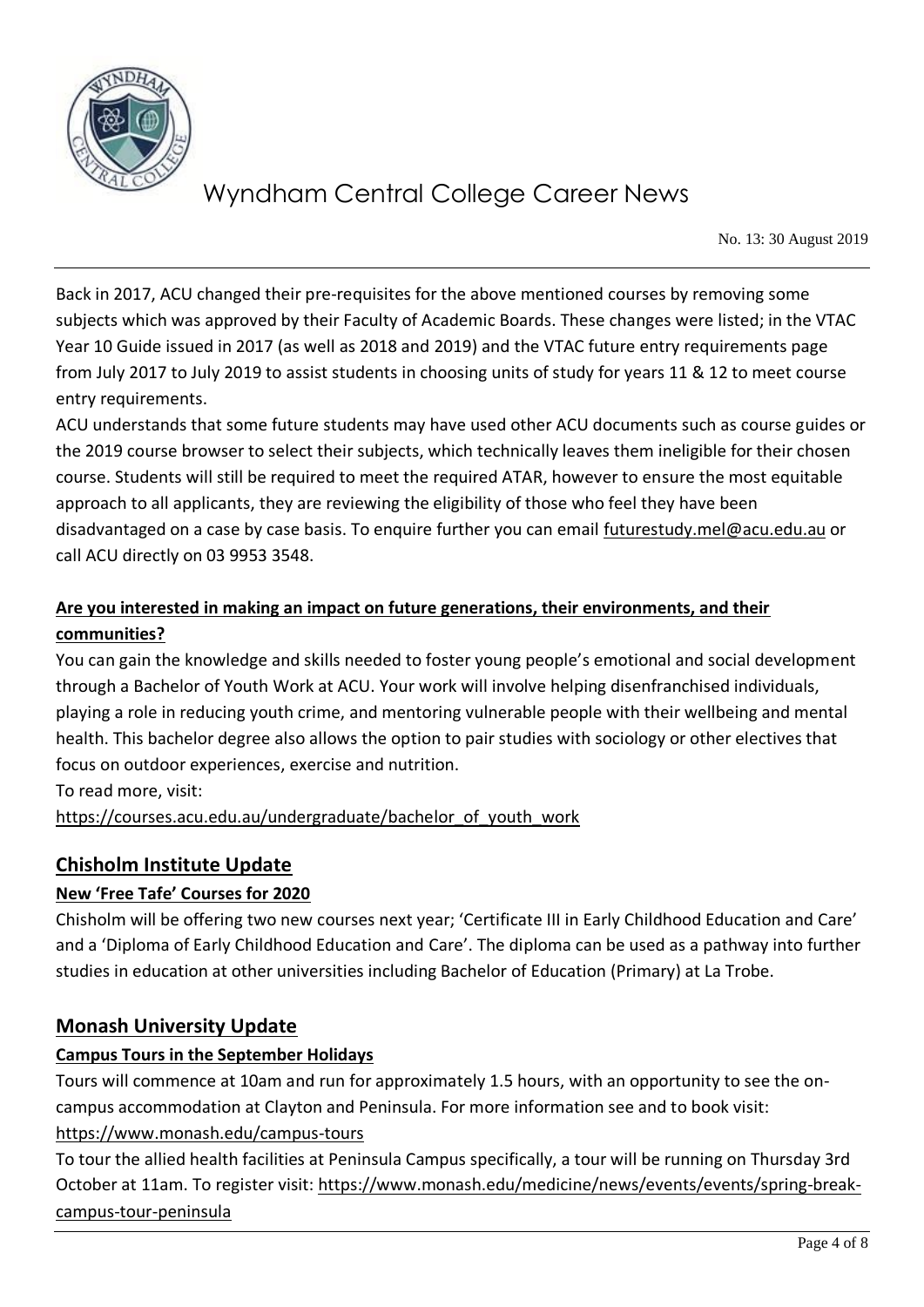Back in 2017, ACU changed their pre-requisites for the above mentioned courses by removing some subjects which was approved by their Faculty of Academic Boards. These changes were listed; in the VTAC Year 10 Guide issued in 2017 (as well as 2018 and 2019) and the VTAC future entry requirements page from July 2017 to July 2019 to assist students in choosing units of study for years 11 & 12 to meet course entry requirements.

ACU understands that some future students may have used other ACU documents such as course guides or the 2019 course browser to select their subjects, which technically leaves them ineligible for their chosen course. Students will still be required to meet the required ATAR, however to ensure the most equitable approach to all applicants, they are reviewing the eligibility of those who feel they have been disadvantaged on a case by case basis. To enquire further you can email futurestudy.mel@acu.edu.au or call ACU directly on 03 9953 3548.

**Are you interested in making an impact on future generations, their environments, and their communities?**

You can gain the knowledge and skills needed to foster young people's emotional and social development through a Bachelor of Youth Work at ACU. Your work will involve helping disenfranchised individuals, playing a role in reducing youth crime, and mentoring vulnerable people with their wellbeing and mental health. This bachelor degree also allows the option to pair studies with sociology or other electives that focus on outdoor experiences, exercise and nutrition.

To read more, visit:

https://courses.acu.edu.au/undergraduate/bachelor_of_youth_work

## Chisholm Institute Update

### New 'Free Tafe' Courses for 2020

Chisholm will be offering two new courses next year; 'Certificate III in Early Childhood Education and Care' and a 'Diploma of Early Childhood Education and Care'. The diploma can be used as a pathway into further studies in education at other universities including Bachelor of Education (Primary) at La Trobe.

## Monash University Update

### Campus Tours in the September Holidays

Tours will commence at 10am and run for approximately 1.5 hours, with an opportunity to see the on-campus accommodation at Clayton and Peninsula. For more information see and to book visit: https://www.monash.edu/campus-tours

To tour the allied health facilities at Peninsula Campus specifically, a tour will be running on Thursday 3rd October at 11am. To register visit: https://www.monash.edu/medicine/news/events/events/spring-break-campus-tour-peninsula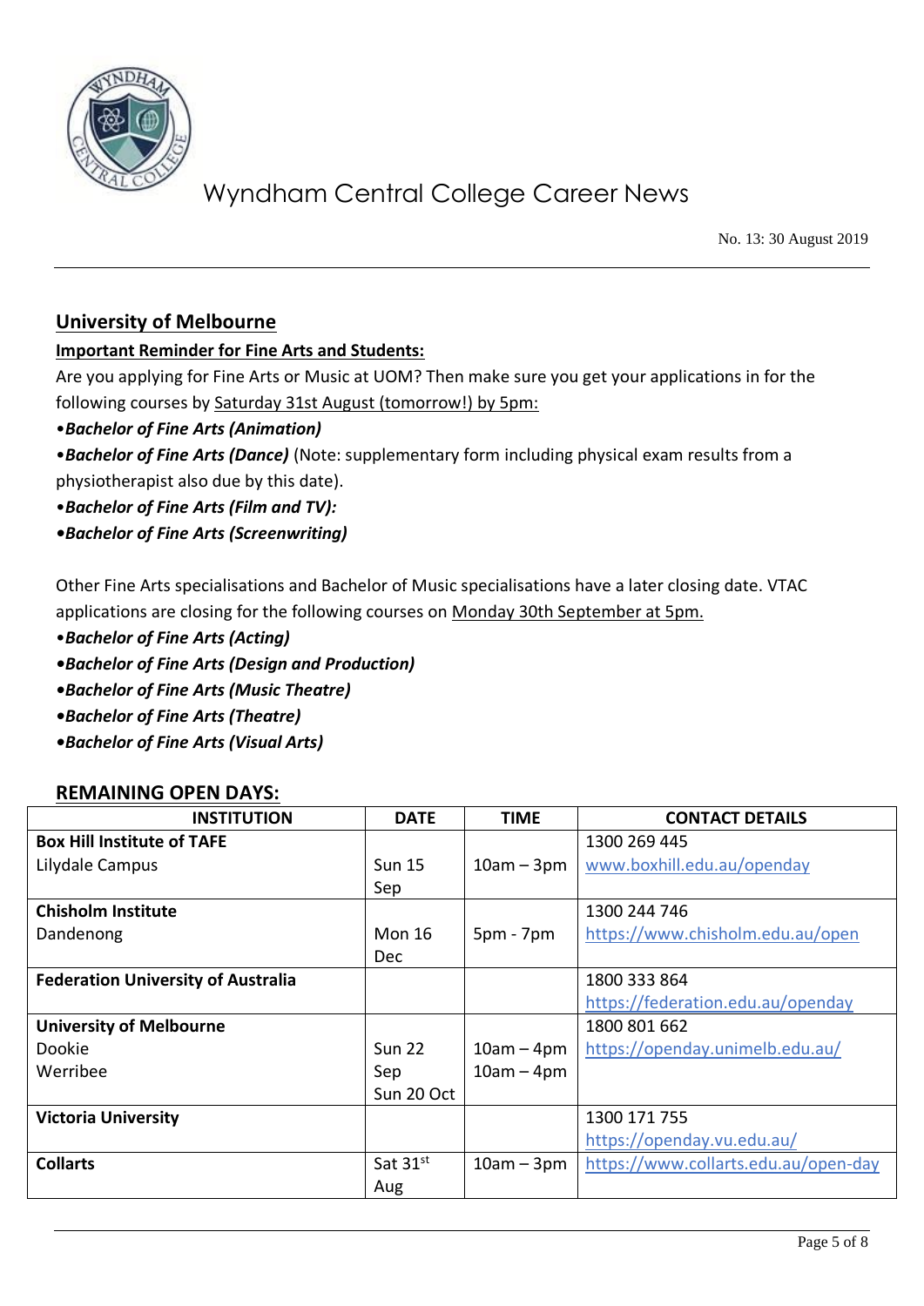## University of Melbourne

**Important Reminder for Fine Arts and Students:**

Are you applying for Fine Arts or Music at UOM? Then make sure you get your applications in for the following courses by Saturday 31st August (tomorrow!) by 5pm:

- ***Bachelor of Fine Arts (Animation)***
- ***Bachelor of Fine Arts (Dance)*** (Note: supplementary form including physical exam results from a physiotherapist also due by this date).
- ***Bachelor of Fine Arts (Film and TV):***
- ***Bachelor of Fine Arts (Screenwriting)***

Other Fine Arts specialisations and Bachelor of Music specialisations have a later closing date. VTAC applications are closing for the following courses on Monday 30th September at 5pm.

- ***Bachelor of Fine Arts (Acting)***
- ***Bachelor of Fine Arts (Design and Production)***
- ***Bachelor of Fine Arts (Music Theatre)***
- ***Bachelor of Fine Arts (Theatre)***
- ***Bachelor of Fine Arts (Visual Arts)***

## REMAINING OPEN DAYS:

| INSTITUTION | DATE | TIME | CONTACT DETAILS |
|---|---|---|---|
| **Box Hill Institute of TAFE**<br>Lilydale Campus | Sun 15 Sep | 10am – 3pm | 1300 269 445<br>www.boxhill.edu.au/openday |
| **Chisholm Institute**<br>Dandenong | Mon 16 Dec | 5pm - 7pm | 1300 244 746<br>https://www.chisholm.edu.au/open |
| **Federation University of Australia** | | | 1800 333 864<br>https://federation.edu.au/openday |
| **University of Melbourne**<br>Dookie<br>Werribee | Sun 22 Sep<br>Sun 20 Oct | 10am – 4pm<br>10am – 4pm | 1800 801 662<br>https://openday.unimelb.edu.au/ |
| **Victoria University** | | | 1300 171 755<br>https://openday.vu.edu.au/ |
| **Collarts** | Sat 31st Aug | 10am – 3pm | https://www.collarts.edu.au/open-day |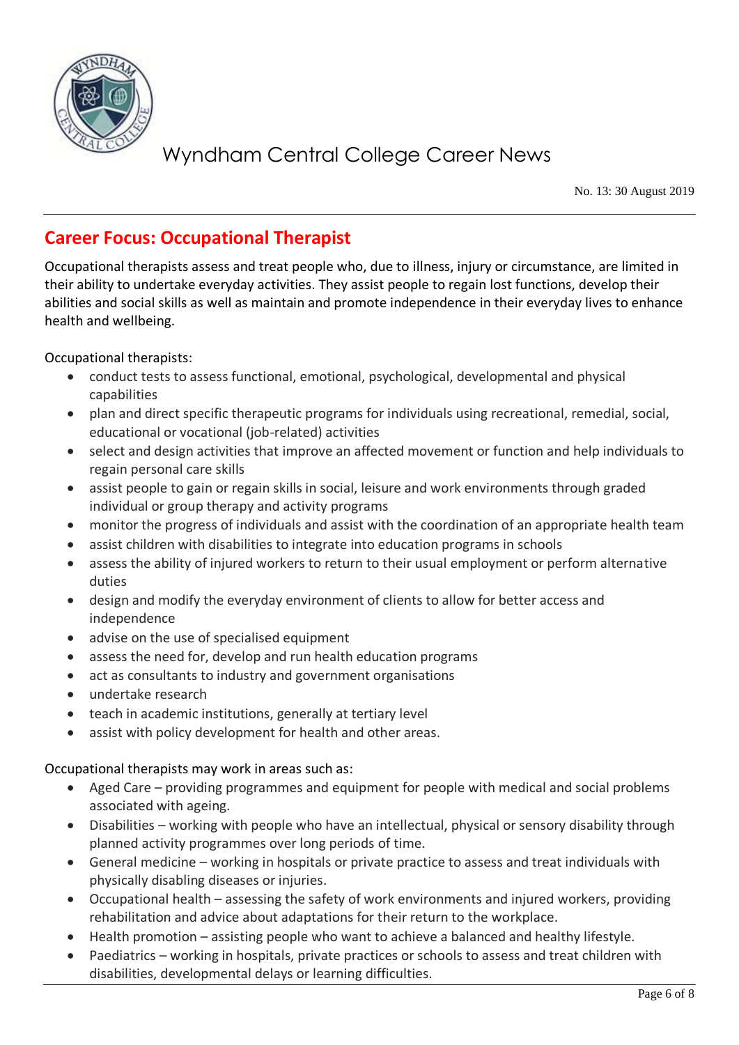## Career Focus: Occupational Therapist

Occupational therapists assess and treat people who, due to illness, injury or circumstance, are limited in their ability to undertake everyday activities. They assist people to regain lost functions, develop their abilities and social skills as well as maintain and promote independence in their everyday lives to enhance health and wellbeing.

Occupational therapists:

- conduct tests to assess functional, emotional, psychological, developmental and physical capabilities
- plan and direct specific therapeutic programs for individuals using recreational, remedial, social, educational or vocational (job-related) activities
- select and design activities that improve an affected movement or function and help individuals to regain personal care skills
- assist people to gain or regain skills in social, leisure and work environments through graded individual or group therapy and activity programs
- monitor the progress of individuals and assist with the coordination of an appropriate health team
- assist children with disabilities to integrate into education programs in schools
- assess the ability of injured workers to return to their usual employment or perform alternative duties
- design and modify the everyday environment of clients to allow for better access and independence
- advise on the use of specialised equipment
- assess the need for, develop and run health education programs
- act as consultants to industry and government organisations
- undertake research
- teach in academic institutions, generally at tertiary level
- assist with policy development for health and other areas.

Occupational therapists may work in areas such as:

- Aged Care – providing programmes and equipment for people with medical and social problems associated with ageing.
- Disabilities – working with people who have an intellectual, physical or sensory disability through planned activity programmes over long periods of time.
- General medicine – working in hospitals or private practice to assess and treat individuals with physically disabling diseases or injuries.
- Occupational health – assessing the safety of work environments and injured workers, providing rehabilitation and advice about adaptations for their return to the workplace.
- Health promotion – assisting people who want to achieve a balanced and healthy lifestyle.
- Paediatrics – working in hospitals, private practices or schools to assess and treat children with disabilities, developmental delays or learning difficulties.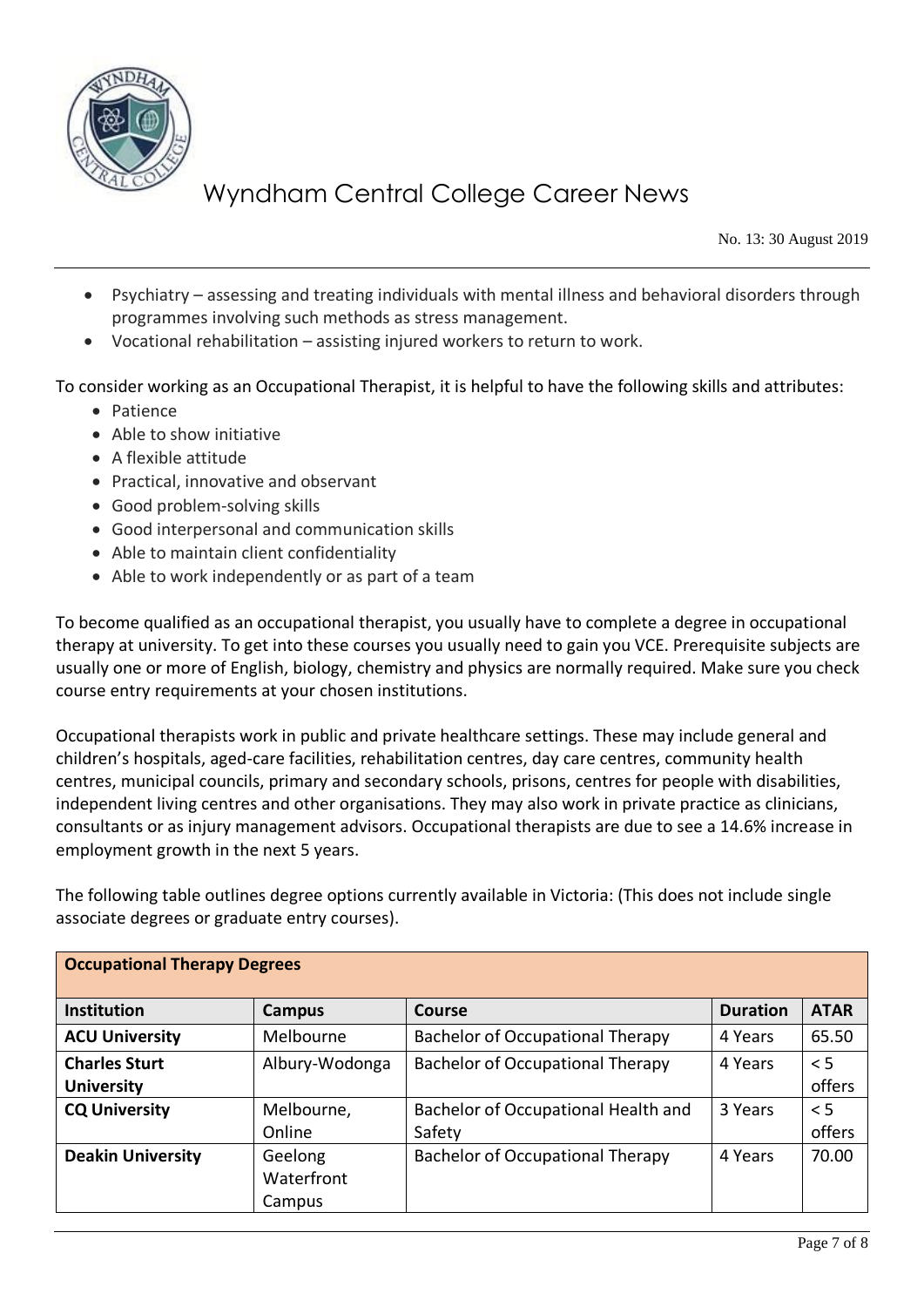- Psychiatry – assessing and treating individuals with mental illness and behavioral disorders through programmes involving such methods as stress management.
- Vocational rehabilitation – assisting injured workers to return to work.

To consider working as an Occupational Therapist, it is helpful to have the following skills and attributes:

- Patience
- Able to show initiative
- A flexible attitude
- Practical, innovative and observant
- Good problem-solving skills
- Good interpersonal and communication skills
- Able to maintain client confidentiality
- Able to work independently or as part of a team

To become qualified as an occupational therapist, you usually have to complete a degree in occupational therapy at university. To get into these courses you usually need to gain you VCE. Prerequisite subjects are usually one or more of English, biology, chemistry and physics are normally required. Make sure you check course entry requirements at your chosen institutions.

Occupational therapists work in public and private healthcare settings. These may include general and children's hospitals, aged-care facilities, rehabilitation centres, day care centres, community health centres, municipal councils, primary and secondary schools, prisons, centres for people with disabilities, independent living centres and other organisations. They may also work in private practice as clinicians, consultants or as injury management advisors. Occupational therapists are due to see a 14.6% increase in employment growth in the next 5 years.

The following table outlines degree options currently available in Victoria: (This does not include single associate degrees or graduate entry courses).

| **Occupational Therapy Degrees** | | | | |
|---|---|---|---|---|
| **Institution** | **Campus** | **Course** | **Duration** | **ATAR** |
| **ACU University** | Melbourne | Bachelor of Occupational Therapy | 4 Years | 65.50 |
| **Charles Sturt University** | Albury-Wodonga | Bachelor of Occupational Therapy | 4 Years | < 5 offers |
| **CQ University** | Melbourne, Online | Bachelor of Occupational Health and Safety | 3 Years | < 5 offers |
| **Deakin University** | Geelong Waterfront Campus | Bachelor of Occupational Therapy | 4 Years | 70.00 |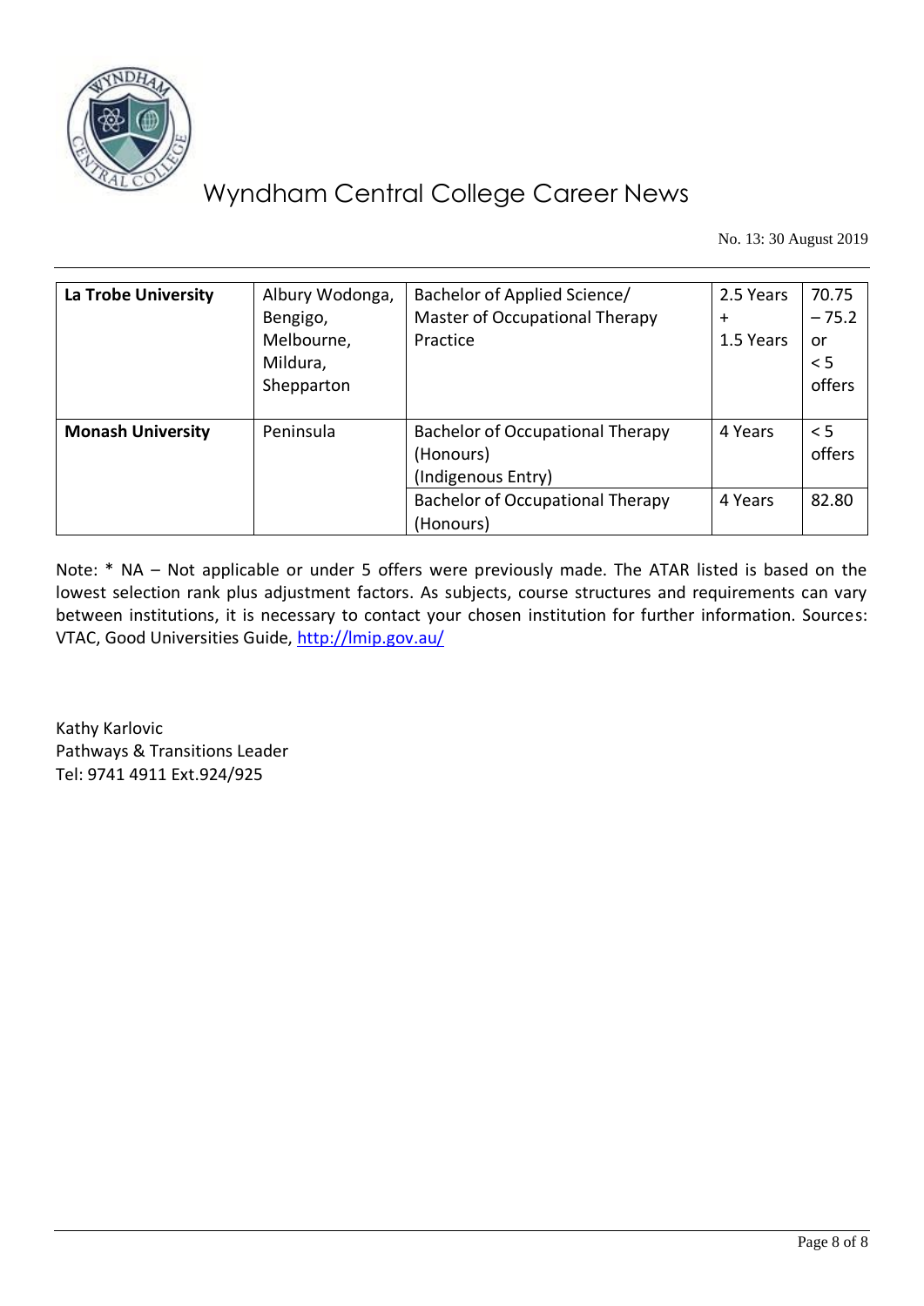| | | | | |
|---|---|---|---|---|
| **La Trobe University** | Albury Wodonga, Bengigo, Melbourne, Mildura, Shepparton | Bachelor of Applied Science/ Master of Occupational Therapy Practice | 2.5 Years + 1.5 Years | 70.75 – 75.2 or < 5 offers |
| **Monash University** | Peninsula | Bachelor of Occupational Therapy (Honours) (Indigenous Entry) | 4 Years | < 5 offers |
| | | Bachelor of Occupational Therapy (Honours) | 4 Years | 82.80 |

Note: * NA – Not applicable or under 5 offers were previously made. The ATAR listed is based on the lowest selection rank plus adjustment factors. As subjects, course structures and requirements can vary between institutions, it is necessary to contact your chosen institution for further information. Sources: VTAC, Good Universities Guide, http://lmip.gov.au/

Kathy Karlovic
Pathways & Transitions Leader
Tel: 9741 4911 Ext.924/925